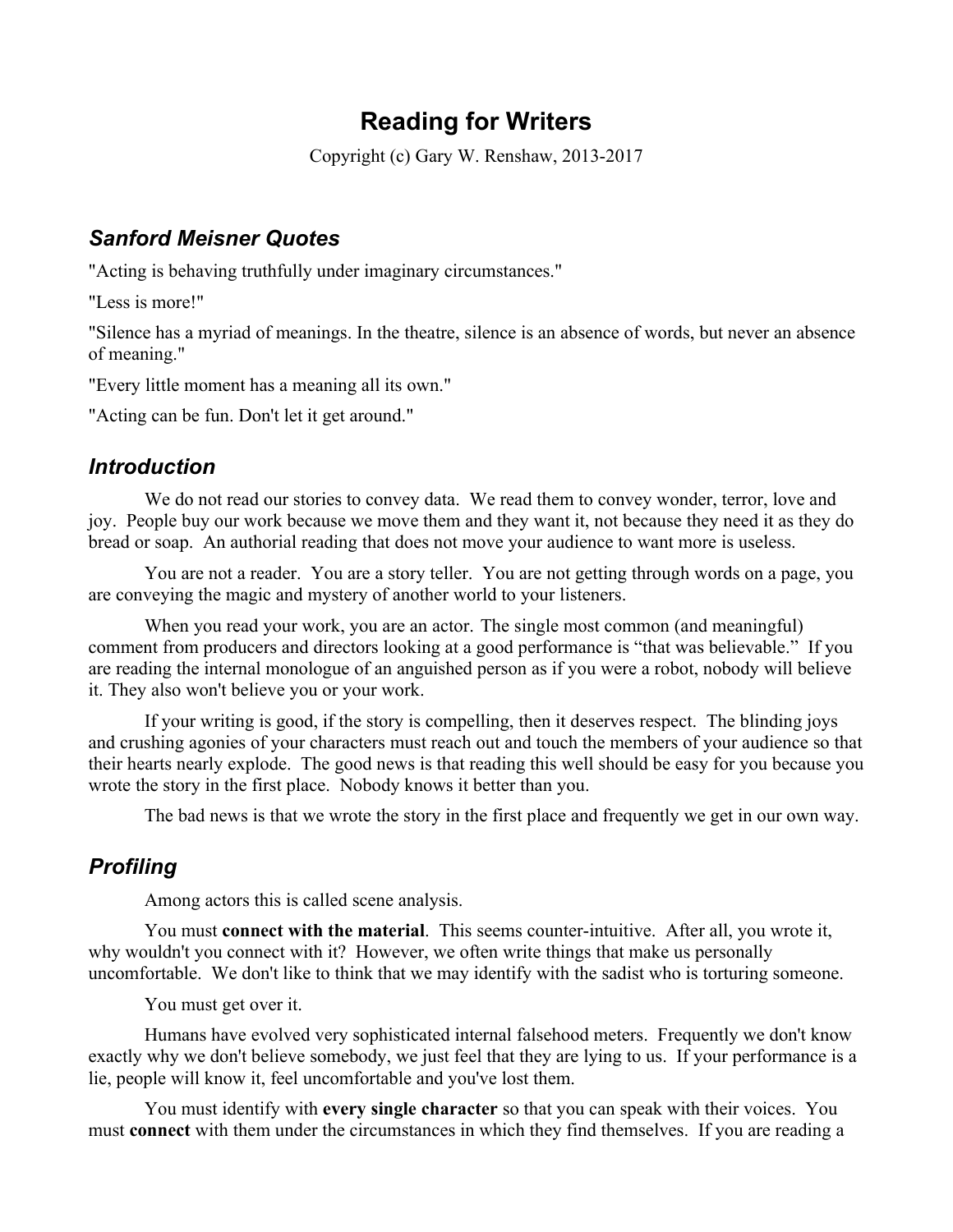# Reading for Writers

Copyright (c) Gary W. Renshaw, 2013-2017

## *Sanford Meisner Quotes*

"Acting is behaving truthfully under imaginary circumstances."

"Less is more!"

"Silence has a myriad of meanings. In the theatre, silence is an absence of words, but never an absence of meaning."

"Every little moment has a meaning all its own."

"Acting can be fun. Don't let it get around."

## *Introduction*

We do not read our stories to convey data. We read them to convey wonder, terror, love and joy. People buy our work because we move them and they want it, not because they need it as they do bread or soap. An authorial reading that does not move your audience to want more is useless.

You are not a reader. You are a story teller. You are not getting through words on a page, you are conveying the magic and mystery of another world to your listeners.

When you read your work, you are an actor. The single most common (and meaningful) comment from producers and directors looking at a good performance is "that was believable." If you are reading the internal monologue of an anguished person as if you were a robot, nobody will believe it. They also won't believe you or your work.

If your writing is good, if the story is compelling, then it deserves respect. The blinding joys and crushing agonies of your characters must reach out and touch the members of your audience so that their hearts nearly explode. The good news is that reading this well should be easy for you because you wrote the story in the first place. Nobody knows it better than you.

The bad news is that we wrote the story in the first place and frequently we get in our own way.

## *Profiling*

Among actors this is called scene analysis.

You must **connect with the material**. This seems counter-intuitive. After all, you wrote it, why wouldn't you connect with it? However, we often write things that make us personally uncomfortable. We don't like to think that we may identify with the sadist who is torturing someone.

You must get over it.

Humans have evolved very sophisticated internal falsehood meters. Frequently we don't know exactly why we don't believe somebody, we just feel that they are lying to us. If your performance is a lie, people will know it, feel uncomfortable and you've lost them.

You must identify with **every single character** so that you can speak with their voices. You must **connect** with them under the circumstances in which they find themselves. If you are reading a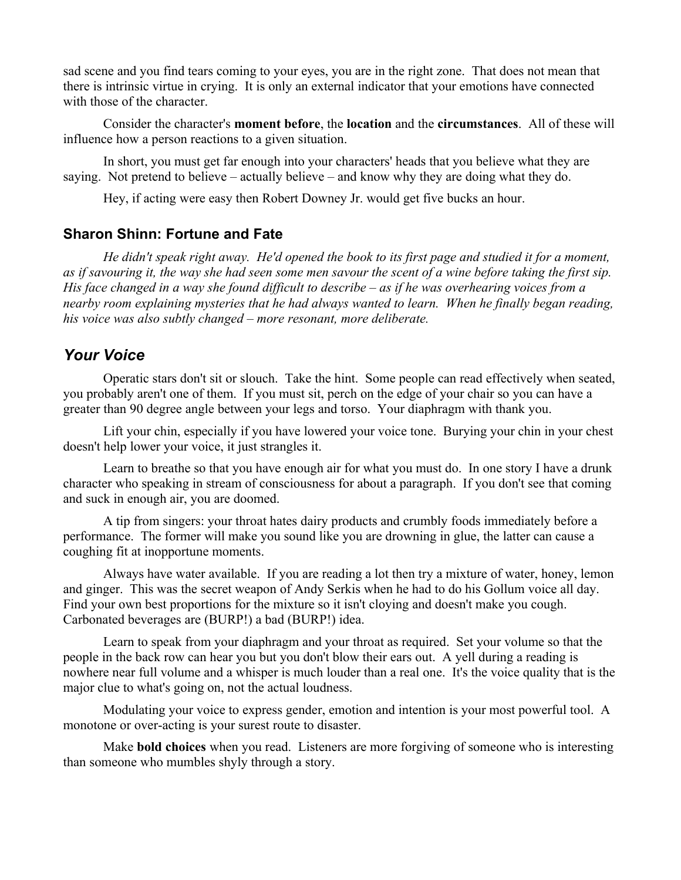sad scene and you find tears coming to your eyes, you are in the right zone. That does not mean that there is intrinsic virtue in crying. It is only an external indicator that your emotions have connected with those of the character.

Consider the character's **moment before**, the **location** and the **circumstances**. All of these will influence how a person reactions to a given situation.

In short, you must get far enough into your characters' heads that you believe what they are saying. Not pretend to believe – actually believe – and know why they are doing what they do.

Hey, if acting were easy then Robert Downey Jr. would get five bucks an hour.

### Sharon Shinn: Fortune and Fate

*He didn't speak right away. He'd opened the book to its first page and studied it for a moment, as if savouring it, the way she had seen some men savour the scent of a wine before taking the first sip. His face changed in a way she found difficult to describe – as if he was overhearing voices from a nearby room explaining mysteries that he had always wanted to learn. When he finally began reading, his voice was also subtly changed – more resonant, more deliberate.*

## *Your Voice*

Operatic stars don't sit or slouch. Take the hint. Some people can read effectively when seated, you probably aren't one of them. If you must sit, perch on the edge of your chair so you can have a greater than 90 degree angle between your legs and torso. Your diaphragm with thank you.

Lift your chin, especially if you have lowered your voice tone. Burying your chin in your chest doesn't help lower your voice, it just strangles it.

Learn to breathe so that you have enough air for what you must do. In one story I have a drunk character who speaking in stream of consciousness for about a paragraph. If you don't see that coming and suck in enough air, you are doomed.

A tip from singers: your throat hates dairy products and crumbly foods immediately before a performance. The former will make you sound like you are drowning in glue, the latter can cause a coughing fit at inopportune moments.

Always have water available. If you are reading a lot then try a mixture of water, honey, lemon and ginger. This was the secret weapon of Andy Serkis when he had to do his Gollum voice all day. Find your own best proportions for the mixture so it isn't cloying and doesn't make you cough. Carbonated beverages are (BURP!) a bad (BURP!) idea.

Learn to speak from your diaphragm and your throat as required. Set your volume so that the people in the back row can hear you but you don't blow their ears out. A yell during a reading is nowhere near full volume and a whisper is much louder than a real one. It's the voice quality that is the major clue to what's going on, not the actual loudness.

Modulating your voice to express gender, emotion and intention is your most powerful tool. A monotone or over-acting is your surest route to disaster.

Make **bold choices** when you read. Listeners are more forgiving of someone who is interesting than someone who mumbles shyly through a story.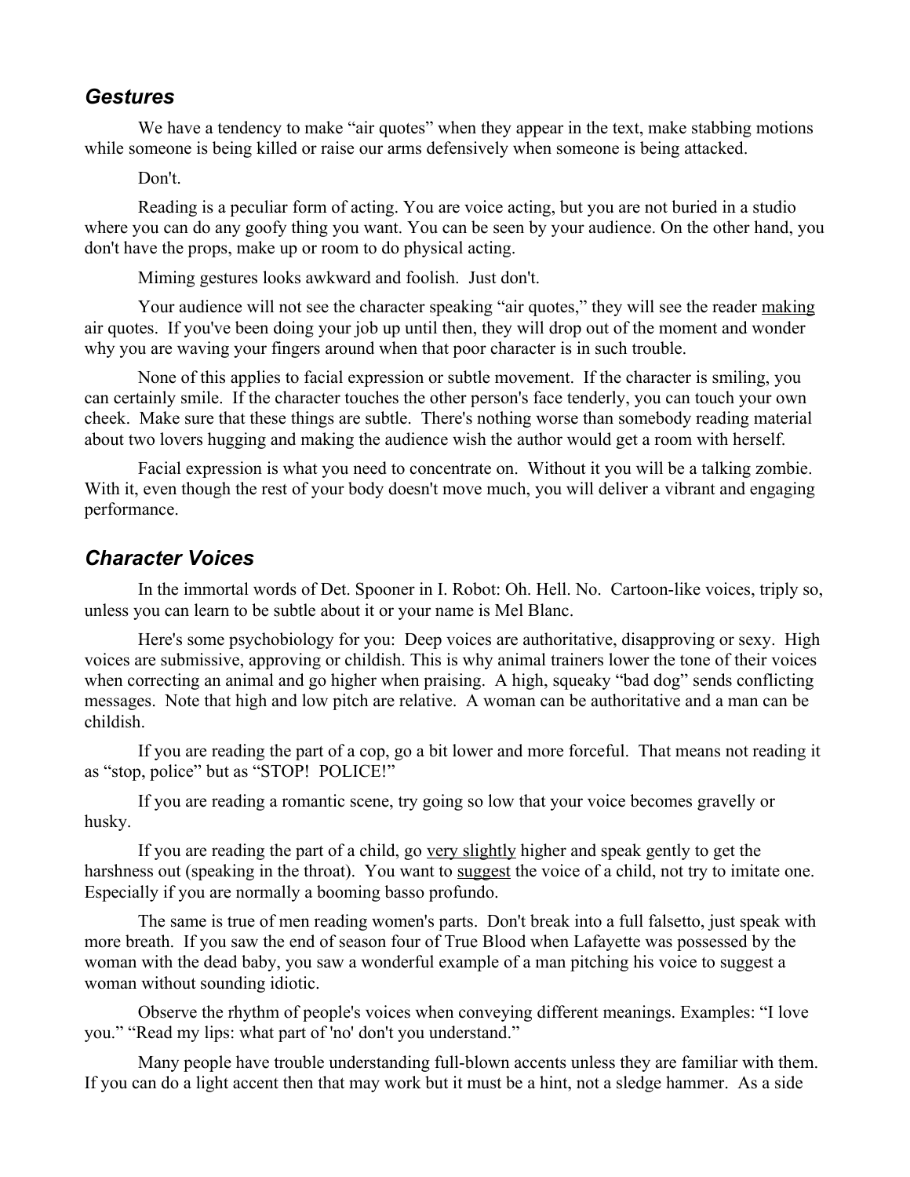### *Gestures*

We have a tendency to make "air quotes" when they appear in the text, make stabbing motions while someone is being killed or raise our arms defensively when someone is being attacked.

Don't.

Reading is a peculiar form of acting. You are voice acting, but you are not buried in a studio where you can do any goofy thing you want. You can be seen by your audience. On the other hand, you don't have the props, make up or room to do physical acting.

Miming gestures looks awkward and foolish. Just don't.

Your audience will not see the character speaking "air quotes," they will see the reader <u>making</u> air quotes. If you've been doing your job up until then, they will drop out of the moment and wonder why you are waving your fingers around when that poor character is in such trouble.

None of this applies to facial expression or subtle movement. If the character is smiling, you can certainly smile. If the character touches the other person's face tenderly, you can touch your own cheek. Make sure that these things are subtle. There's nothing worse than somebody reading material about two lovers hugging and making the audience wish the author would get a room with herself.

Facial expression is what you need to concentrate on. Without it you will be a talking zombie. With it, even though the rest of your body doesn't move much, you will deliver a vibrant and engaging performance.

### *Character Voices*

In the immortal words of Det. Spooner in I. Robot: Oh. Hell. No. Cartoon-like voices, triply so, unless you can learn to be subtle about it or your name is Mel Blanc.

Here's some psychobiology for you: Deep voices are authoritative, disapproving or sexy. High voices are submissive, approving or childish. This is why animal trainers lower the tone of their voices when correcting an animal and go higher when praising. A high, squeaky "bad dog" sends conflicting messages. Note that high and low pitch are relative. A woman can be authoritative and a man can be childish.

If you are reading the part of a cop, go a bit lower and more forceful. That means not reading it as "stop, police" but as "STOP! POLICE!"

If you are reading a romantic scene, try going so low that your voice becomes gravelly or husky.

If you are reading the part of a child, go <u>very slightly</u> higher and speak gently to get the harshness out (speaking in the throat). You want to <u>suggest</u> the voice of a child, not try to imitate one. Especially if you are normally a booming basso profundo.

The same is true of men reading women's parts. Don't break into a full falsetto, just speak with more breath. If you saw the end of season four of True Blood when Lafayette was possessed by the woman with the dead baby, you saw a wonderful example of a man pitching his voice to suggest a woman without sounding idiotic.

Observe the rhythm of people's voices when conveying different meanings. Examples: "I love you." "Read my lips: what part of 'no' don't you understand."

Many people have trouble understanding full-blown accents unless they are familiar with them. If you can do a light accent then that may work but it must be a hint, not a sledge hammer. As a side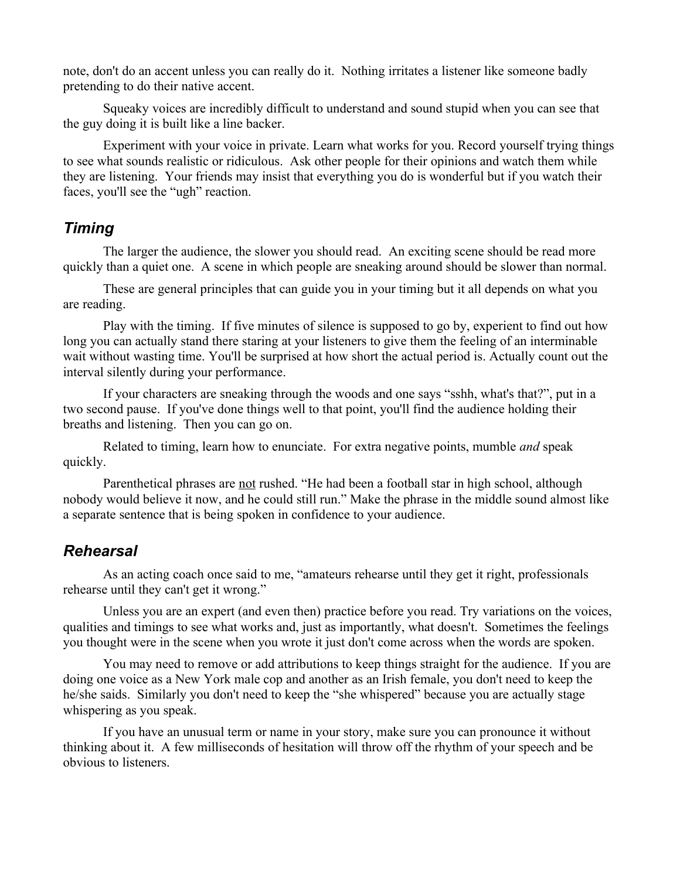note, don't do an accent unless you can really do it. Nothing irritates a listener like someone badly pretending to do their native accent.

Squeaky voices are incredibly difficult to understand and sound stupid when you can see that the guy doing it is built like a line backer.

Experiment with your voice in private. Learn what works for you. Record yourself trying things to see what sounds realistic or ridiculous. Ask other people for their opinions and watch them while they are listening. Your friends may insist that everything you do is wonderful but if you watch their faces, you'll see the "ugh" reaction.

## *Timing*

The larger the audience, the slower you should read. An exciting scene should be read more quickly than a quiet one. A scene in which people are sneaking around should be slower than normal.

These are general principles that can guide you in your timing but it all depends on what you are reading.

Play with the timing. If five minutes of silence is supposed to go by, experient to find out how long you can actually stand there staring at your listeners to give them the feeling of an interminable wait without wasting time. You'll be surprised at how short the actual period is. Actually count out the interval silently during your performance.

If your characters are sneaking through the woods and one says "sshh, what's that?", put in a two second pause. If you've done things well to that point, you'll find the audience holding their breaths and listening. Then you can go on.

Related to timing, learn how to enunciate. For extra negative points, mumble *and* speak quickly.

Parenthetical phrases are <u>not</u> rushed. "He had been a football star in high school, although nobody would believe it now, and he could still run." Make the phrase in the middle sound almost like a separate sentence that is being spoken in confidence to your audience.

## *Rehearsal*

As an acting coach once said to me, "amateurs rehearse until they get it right, professionals rehearse until they can't get it wrong."

Unless you are an expert (and even then) practice before you read. Try variations on the voices, qualities and timings to see what works and, just as importantly, what doesn't. Sometimes the feelings you thought were in the scene when you wrote it just don't come across when the words are spoken.

You may need to remove or add attributions to keep things straight for the audience. If you are doing one voice as a New York male cop and another as an Irish female, you don't need to keep the he/she saids. Similarly you don't need to keep the "she whispered" because you are actually stage whispering as you speak.

If you have an unusual term or name in your story, make sure you can pronounce it without thinking about it. A few milliseconds of hesitation will throw off the rhythm of your speech and be obvious to listeners.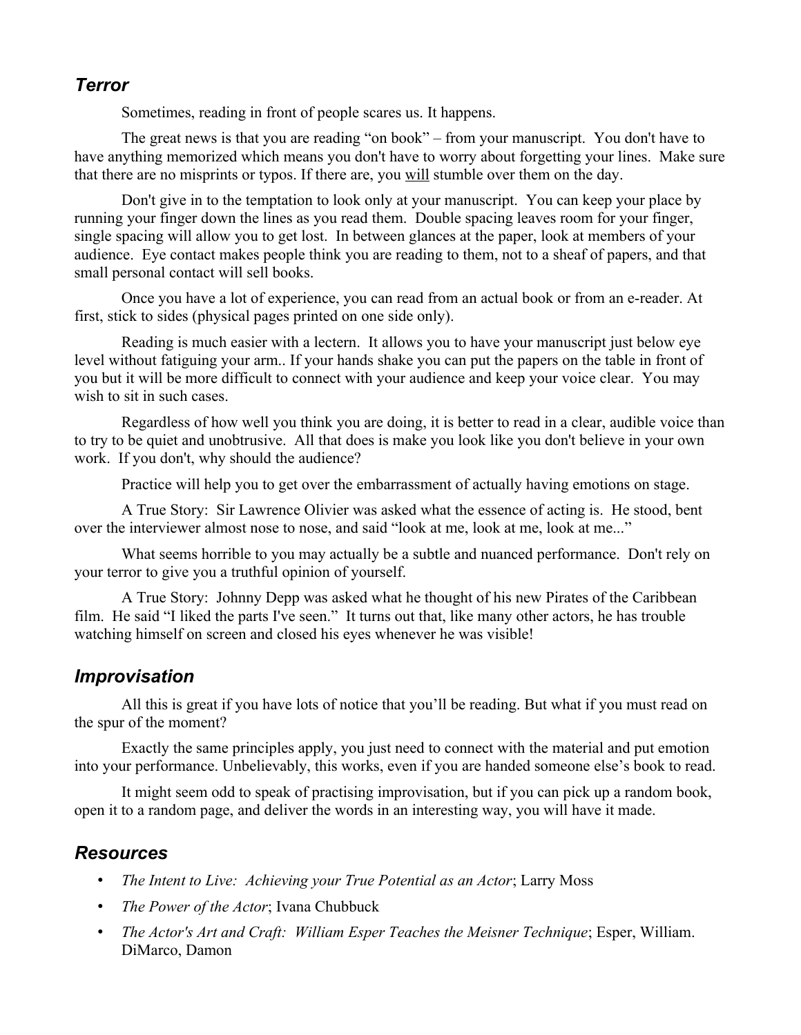## *Terror*

Sometimes, reading in front of people scares us. It happens.

The great news is that you are reading "on book" – from your manuscript. You don't have to have anything memorized which means you don't have to worry about forgetting your lines. Make sure that there are no misprints or typos. If there are, you <u>will</u> stumble over them on the day.

Don't give in to the temptation to look only at your manuscript. You can keep your place by running your finger down the lines as you read them. Double spacing leaves room for your finger, single spacing will allow you to get lost. In between glances at the paper, look at members of your audience. Eye contact makes people think you are reading to them, not to a sheaf of papers, and that small personal contact will sell books.

Once you have a lot of experience, you can read from an actual book or from an e-reader. At first, stick to sides (physical pages printed on one side only).

Reading is much easier with a lectern. It allows you to have your manuscript just below eye level without fatiguing your arm.. If your hands shake you can put the papers on the table in front of you but it will be more difficult to connect with your audience and keep your voice clear. You may wish to sit in such cases.

Regardless of how well you think you are doing, it is better to read in a clear, audible voice than to try to be quiet and unobtrusive. All that does is make you look like you don't believe in your own work. If you don't, why should the audience?

Practice will help you to get over the embarrassment of actually having emotions on stage.

A True Story: Sir Lawrence Olivier was asked what the essence of acting is. He stood, bent over the interviewer almost nose to nose, and said "look at me, look at me, look at me..."

What seems horrible to you may actually be a subtle and nuanced performance. Don't rely on your terror to give you a truthful opinion of yourself.

A True Story: Johnny Depp was asked what he thought of his new Pirates of the Caribbean film. He said "I liked the parts I've seen." It turns out that, like many other actors, he has trouble watching himself on screen and closed his eyes whenever he was visible!

## *Improvisation*

All this is great if you have lots of notice that you'll be reading. But what if you must read on the spur of the moment?

Exactly the same principles apply, you just need to connect with the material and put emotion into your performance. Unbelievably, this works, even if you are handed someone else's book to read.

It might seem odd to speak of practising improvisation, but if you can pick up a random book, open it to a random page, and deliver the words in an interesting way, you will have it made.

## *Resources*

- *The Intent to Live: Achieving your True Potential as an Actor*; Larry Moss
- *The Power of the Actor*; Ivana Chubbuck
- *The Actor's Art and Craft: William Esper Teaches the Meisner Technique*; Esper, William. DiMarco, Damon